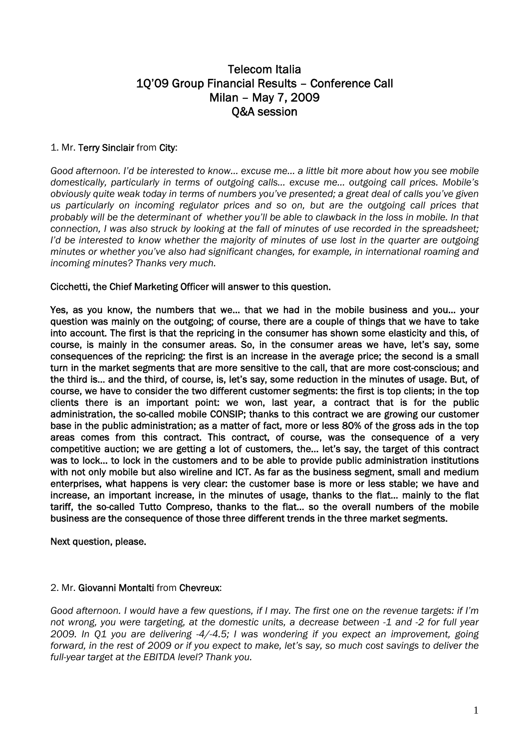# Telecom Italia
## 1Q'09 Group Financial Results – Conference Call
## Milan – May 7, 2009
## Q&A session

1. Mr. **Terry Sinclair** from **City**:

*Good afternoon. I'd be interested to know… excuse me… a little bit more about how you see mobile domestically, particularly in terms of outgoing calls… excuse me… outgoing call prices. Mobile's obviously quite weak today in terms of numbers you've presented; a great deal of calls you've given us particularly on incoming regulator prices and so on, but are the outgoing call prices that probably will be the determinant of whether you'll be able to clawback in the loss in mobile. In that connection, I was also struck by looking at the fall of minutes of use recorded in the spreadsheet; I'd be interested to know whether the majority of minutes of use lost in the quarter are outgoing minutes or whether you've also had significant changes, for example, in international roaming and incoming minutes? Thanks very much.*

**Cicchetti, the Chief Marketing Officer will answer to this question.**

**Yes, as you know, the numbers that we… that we had in the mobile business and you… your question was mainly on the outgoing; of course, there are a couple of things that we have to take into account. The first is that the repricing in the consumer has shown some elasticity and this, of course, is mainly in the consumer areas. So, in the consumer areas we have, let's say, some consequences of the repricing: the first is an increase in the average price; the second is a small turn in the market segments that are more sensitive to the call, that are more cost-conscious; and the third is… and the third, of course, is, let's say, some reduction in the minutes of usage. But, of course, we have to consider the two different customer segments: the first is top clients; in the top clients there is an important point: we won, last year, a contract that is for the public administration, the so-called mobile CONSIP; thanks to this contract we are growing our customer base in the public administration; as a matter of fact, more or less 80% of the gross ads in the top areas comes from this contract. This contract, of course, was the consequence of a very competitive auction; we are getting a lot of customers, the… let's say, the target of this contract was to lock… to lock in the customers and to be able to provide public administration institutions with not only mobile but also wireline and ICT. As far as the business segment, small and medium enterprises, what happens is very clear: the customer base is more or less stable; we have and increase, an important increase, in the minutes of usage, thanks to the flat… mainly to the flat tariff, the so-called Tutto Compreso, thanks to the flat… so the overall numbers of the mobile business are the consequence of those three different trends in the three market segments.**

**Next question, please.**

2. Mr. **Giovanni Montalti** from **Chevreux**:

*Good afternoon. I would have a few questions, if I may. The first one on the revenue targets: if I'm not wrong, you were targeting, at the domestic units, a decrease between -1 and -2 for full year 2009. In Q1 you are delivering -4/-4.5; I was wondering if you expect an improvement, going forward, in the rest of 2009 or if you expect to make, let's say, so much cost savings to deliver the full-year target at the EBITDA level? Thank you.*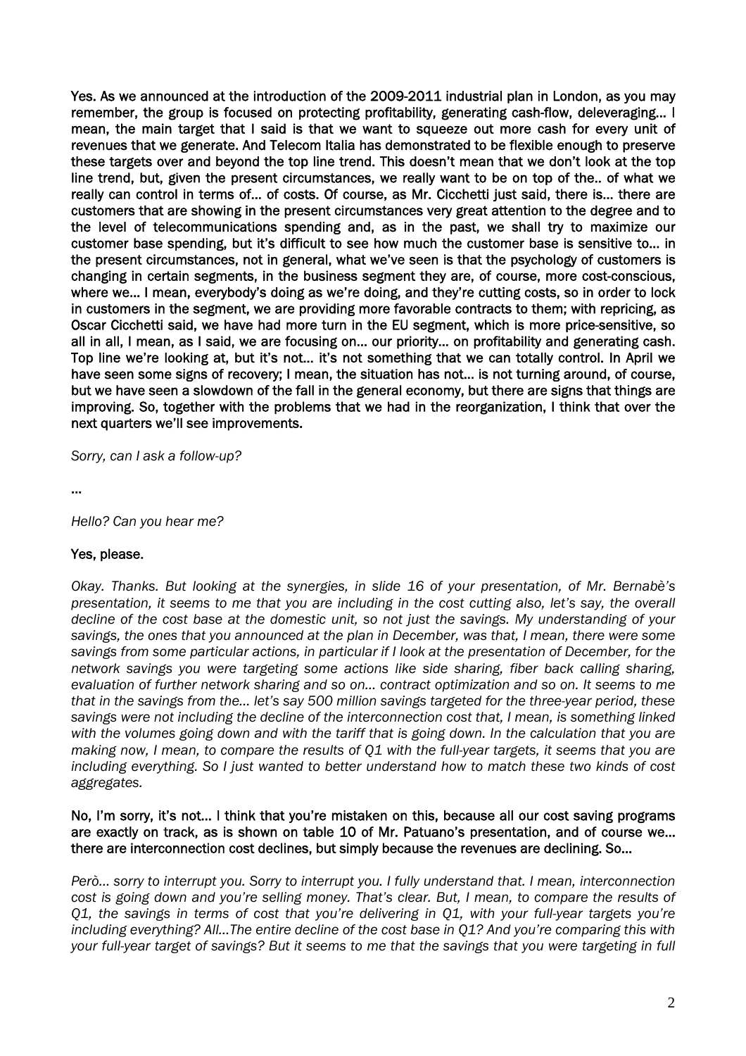**Yes. As we announced at the introduction of the 2009-2011 industrial plan in London, as you may remember, the group is focused on protecting profitability, generating cash-flow, deleveraging… I mean, the main target that I said is that we want to squeeze out more cash for every unit of revenues that we generate. And Telecom Italia has demonstrated to be flexible enough to preserve these targets over and beyond the top line trend. This doesn't mean that we don't look at the top line trend, but, given the present circumstances, we really want to be on top of the.. of what we really can control in terms of… of costs. Of course, as Mr. Cicchetti just said, there is… there are customers that are showing in the present circumstances very great attention to the degree and to the level of telecommunications spending and, as in the past, we shall try to maximize our customer base spending, but it's difficult to see how much the customer base is sensitive to… in the present circumstances, not in general, what we've seen is that the psychology of customers is changing in certain segments, in the business segment they are, of course, more cost-conscious, where we… I mean, everybody's doing as we're doing, and they're cutting costs, so in order to lock in customers in the segment, we are providing more favorable contracts to them; with repricing, as Oscar Cicchetti said, we have had more turn in the EU segment, which is more price-sensitive, so all in all, I mean, as I said, we are focusing on… our priority… on profitability and generating cash. Top line we're looking at, but it's not… it's not something that we can totally control. In April we have seen some signs of recovery; I mean, the situation has not… is not turning around, of course, but we have seen a slowdown of the fall in the general economy, but there are signs that things are improving. So, together with the problems that we had in the reorganization, I think that over the next quarters we'll see improvements.**

*Sorry, can I ask a follow-up?*

…

*Hello? Can you hear me?*

**Yes, please.**

*Okay. Thanks. But looking at the synergies, in slide 16 of your presentation, of Mr. Bernabè's presentation, it seems to me that you are including in the cost cutting also, let's say, the overall decline of the cost base at the domestic unit, so not just the savings. My understanding of your savings, the ones that you announced at the plan in December, was that, I mean, there were some savings from some particular actions, in particular if I look at the presentation of December, for the network savings you were targeting some actions like side sharing, fiber back calling sharing, evaluation of further network sharing and so on… contract optimization and so on. It seems to me that in the savings from the… let's say 500 million savings targeted for the three-year period, these savings were not including the decline of the interconnection cost that, I mean, is something linked with the volumes going down and with the tariff that is going down. In the calculation that you are making now, I mean, to compare the results of Q1 with the full-year targets, it seems that you are including everything. So I just wanted to better understand how to match these two kinds of cost aggregates.*

**No, I'm sorry, it's not… I think that you're mistaken on this, because all our cost saving programs are exactly on track, as is shown on table 10 of Mr. Patuano's presentation, and of course we… there are interconnection cost declines, but simply because the revenues are declining. So…**

*Però… sorry to interrupt you. Sorry to interrupt you. I fully understand that. I mean, interconnection cost is going down and you're selling money. That's clear. But, I mean, to compare the results of Q1, the savings in terms of cost that you're delivering in Q1, with your full-year targets you're including everything? All…The entire decline of the cost base in Q1? And you're comparing this with your full-year target of savings? But it seems to me that the savings that you were targeting in full*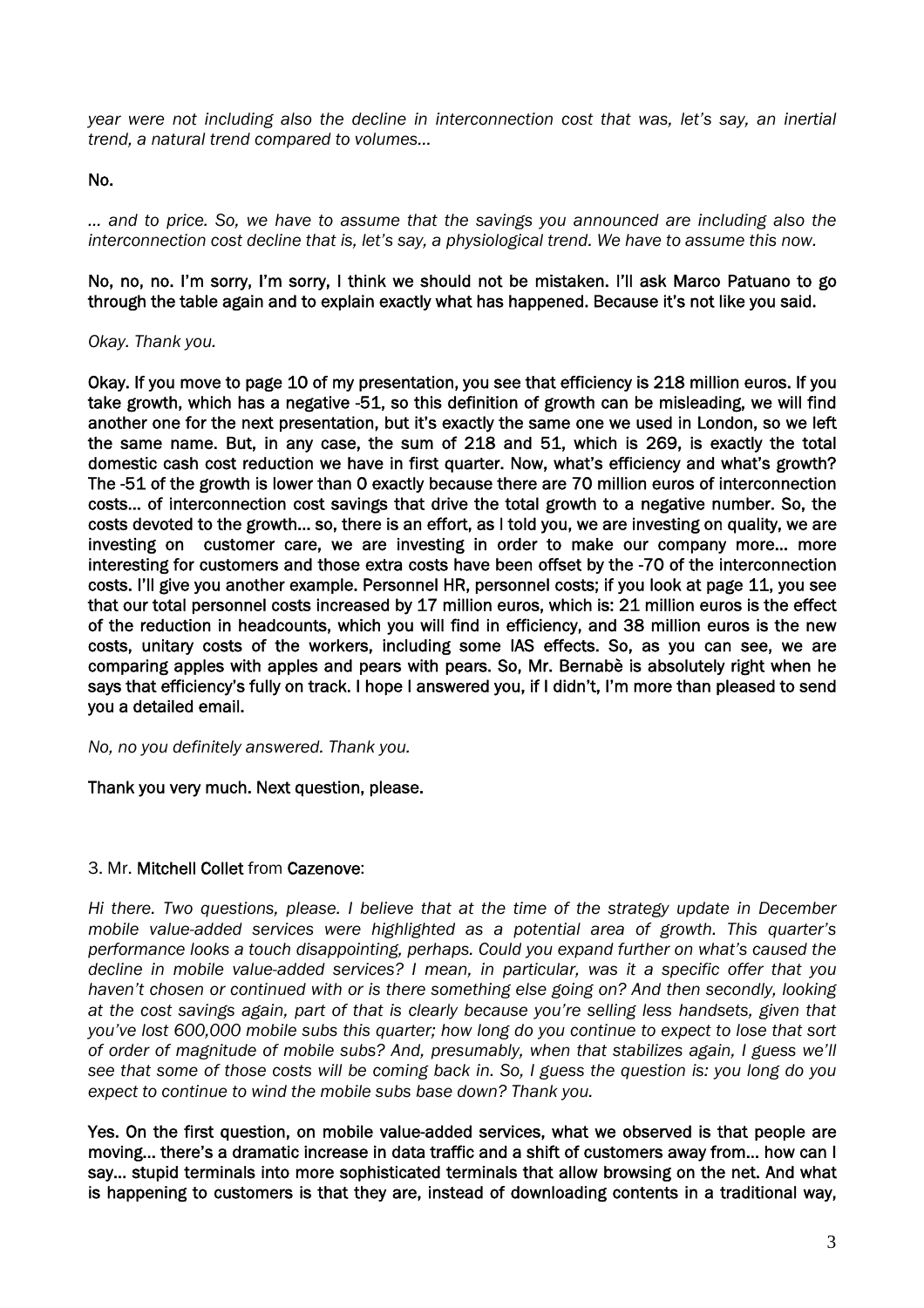*year were not including also the decline in interconnection cost that was, let's say, an inertial trend, a natural trend compared to volumes…*

**No.**

*… and to price. So, we have to assume that the savings you announced are including also the interconnection cost decline that is, let's say, a physiological trend. We have to assume this now.*

**No, no, no. I'm sorry, I'm sorry, I think we should not be mistaken. I'll ask Marco Patuano to go through the table again and to explain exactly what has happened. Because it's not like you said.**

*Okay. Thank you.*

**Okay. If you move to page 10 of my presentation, you see that efficiency is 218 million euros. If you take growth, which has a negative -51, so this definition of growth can be misleading, we will find another one for the next presentation, but it's exactly the same one we used in London, so we left the same name. But, in any case, the sum of 218 and 51, which is 269, is exactly the total domestic cash cost reduction we have in first quarter. Now, what's efficiency and what's growth? The -51 of the growth is lower than 0 exactly because there are 70 million euros of interconnection costs… of interconnection cost savings that drive the total growth to a negative number. So, the costs devoted to the growth… so, there is an effort, as I told you, we are investing on quality, we are investing on customer care, we are investing in order to make our company more… more interesting for customers and those extra costs have been offset by the -70 of the interconnection costs. I'll give you another example. Personnel HR, personnel costs; if you look at page 11, you see that our total personnel costs increased by 17 million euros, which is: 21 million euros is the effect of the reduction in headcounts, which you will find in efficiency, and 38 million euros is the new costs, unitary costs of the workers, including some IAS effects. So, as you can see, we are comparing apples with apples and pears with pears. So, Mr. Bernabè is absolutely right when he says that efficiency's fully on track. I hope I answered you, if I didn't, I'm more than pleased to send you a detailed email.**

*No, no you definitely answered. Thank you.*

**Thank you very much. Next question, please.**

3. Mr. **Mitchell Collet** from **Cazenove**:

*Hi there. Two questions, please. I believe that at the time of the strategy update in December mobile value-added services were highlighted as a potential area of growth. This quarter's performance looks a touch disappointing, perhaps. Could you expand further on what's caused the decline in mobile value-added services? I mean, in particular, was it a specific offer that you haven't chosen or continued with or is there something else going on? And then secondly, looking at the cost savings again, part of that is clearly because you're selling less handsets, given that you've lost 600,000 mobile subs this quarter; how long do you continue to expect to lose that sort of order of magnitude of mobile subs? And, presumably, when that stabilizes again, I guess we'll see that some of those costs will be coming back in. So, I guess the question is: you long do you expect to continue to wind the mobile subs base down? Thank you.*

**Yes. On the first question, on mobile value-added services, what we observed is that people are moving… there's a dramatic increase in data traffic and a shift of customers away from… how can I say… stupid terminals into more sophisticated terminals that allow browsing on the net. And what is happening to customers is that they are, instead of downloading contents in a traditional way,**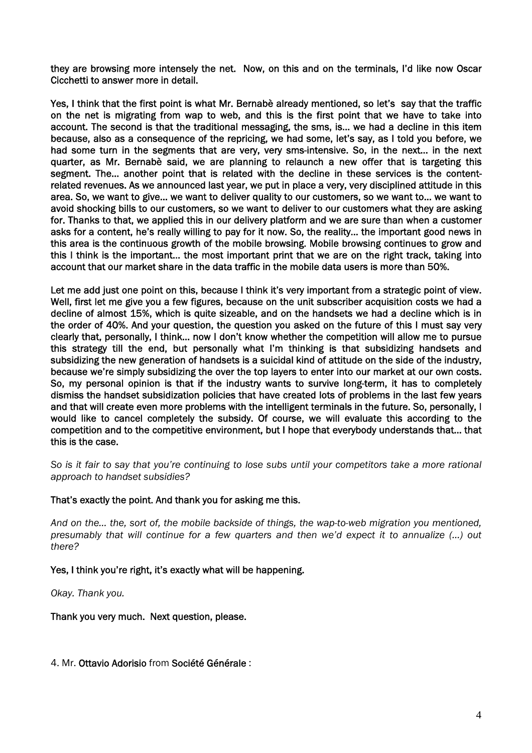they are browsing more intensely the net. Now, on this and on the terminals, I'd like now Oscar Cicchetti to answer more in detail.

Yes, I think that the first point is what Mr. Bernabè already mentioned, so let's say that the traffic on the net is migrating from wap to web, and this is the first point that we have to take into account. The second is that the traditional messaging, the sms, is… we had a decline in this item because, also as a consequence of the repricing, we had some, let's say, as I told you before, we had some turn in the segments that are very, very sms-intensive. So, in the next… in the next quarter, as Mr. Bernabè said, we are planning to relaunch a new offer that is targeting this segment. The… another point that is related with the decline in these services is the content-related revenues. As we announced last year, we put in place a very, very disciplined attitude in this area. So, we want to give… we want to deliver quality to our customers, so we want to… we want to avoid shocking bills to our customers, so we want to deliver to our customers what they are asking for. Thanks to that, we applied this in our delivery platform and we are sure than when a customer asks for a content, he's really willing to pay for it now. So, the reality… the important good news in this area is the continuous growth of the mobile browsing. Mobile browsing continues to grow and this I think is the important… the most important print that we are on the right track, taking into account that our market share in the data traffic in the mobile data users is more than 50%.

Let me add just one point on this, because I think it's very important from a strategic point of view. Well, first let me give you a few figures, because on the unit subscriber acquisition costs we had a decline of almost 15%, which is quite sizeable, and on the handsets we had a decline which is in the order of 40%. And your question, the question you asked on the future of this I must say very clearly that, personally, I think… now I don't know whether the competition will allow me to pursue this strategy till the end, but personally what I'm thinking is that subsidizing handsets and subsidizing the new generation of handsets is a suicidal kind of attitude on the side of the industry, because we're simply subsidizing the over the top layers to enter into our market at our own costs. So, my personal opinion is that if the industry wants to survive long-term, it has to completely dismiss the handset subsidization policies that have created lots of problems in the last few years and that will create even more problems with the intelligent terminals in the future. So, personally, I would like to cancel completely the subsidy. Of course, we will evaluate this according to the competition and to the competitive environment, but I hope that everybody understands that… that this is the case.

*So is it fair to say that you're continuing to lose subs until your competitors take a more rational approach to handset subsidies?*

That's exactly the point. And thank you for asking me this.

*And on the… the, sort of, the mobile backside of things, the wap-to-web migration you mentioned, presumably that will continue for a few quarters and then we'd expect it to annualize (…) out there?*

Yes, I think you're right, it's exactly what will be happening.

*Okay. Thank you.*

Thank you very much. Next question, please.

4. Mr. **Ottavio Adorisio** from **Société Générale** :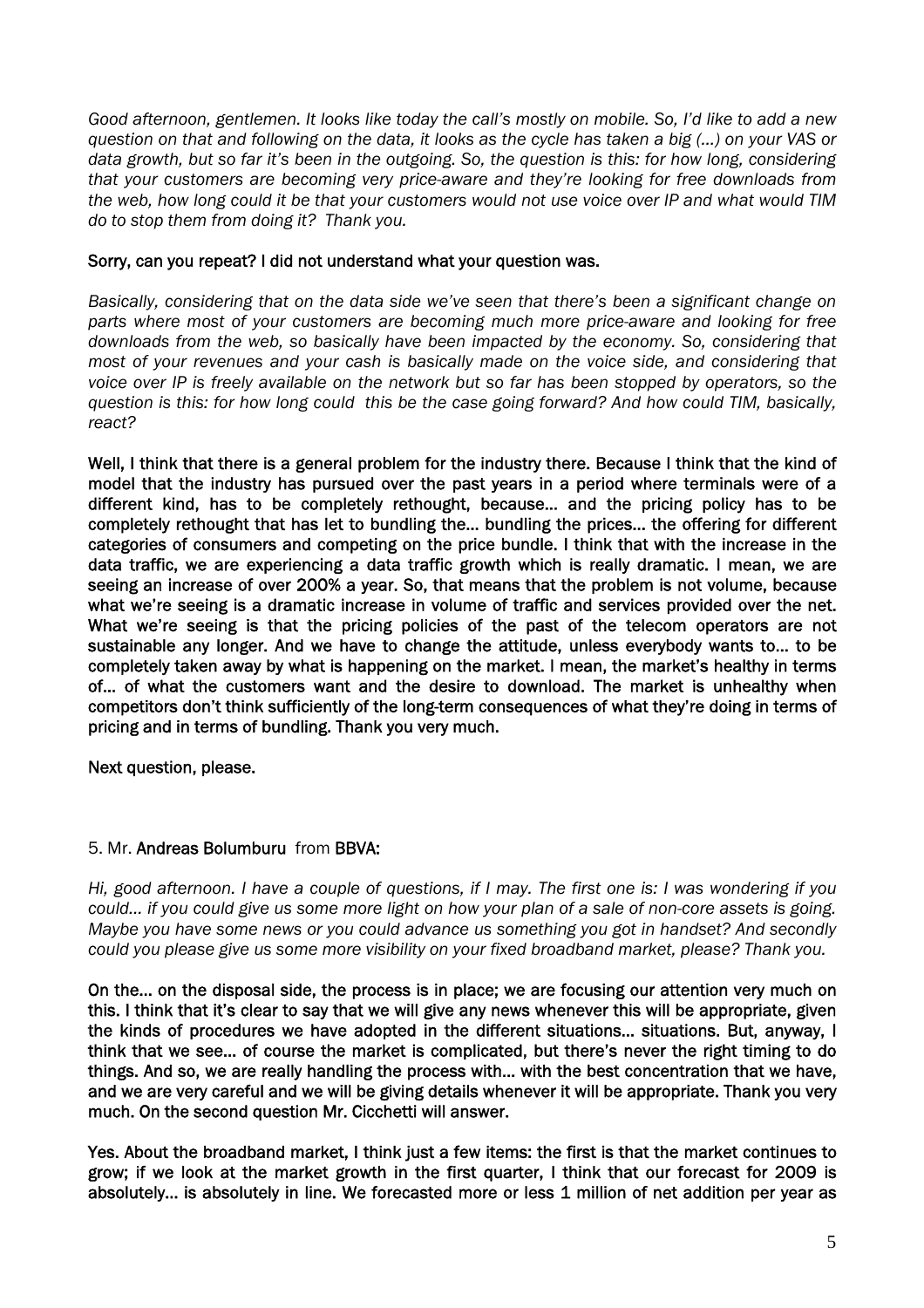*Good afternoon, gentlemen. It looks like today the call's mostly on mobile. So, I'd like to add a new question on that and following on the data, it looks as the cycle has taken a big (...) on your VAS or data growth, but so far it's been in the outgoing. So, the question is this: for how long, considering that your customers are becoming very price-aware and they're looking for free downloads from the web, how long could it be that your customers would not use voice over IP and what would TIM do to stop them from doing it? Thank you.*

**Sorry, can you repeat? I did not understand what your question was.**

*Basically, considering that on the data side we've seen that there's been a significant change on parts where most of your customers are becoming much more price-aware and looking for free downloads from the web, so basically have been impacted by the economy. So, considering that most of your revenues and your cash is basically made on the voice side, and considering that voice over IP is freely available on the network but so far has been stopped by operators, so the question is this: for how long could this be the case going forward? And how could TIM, basically, react?*

**Well, I think that there is a general problem for the industry there. Because I think that the kind of model that the industry has pursued over the past years in a period where terminals were of a different kind, has to be completely rethought, because… and the pricing policy has to be completely rethought that has let to bundling the… bundling the prices… the offering for different categories of consumers and competing on the price bundle. I think that with the increase in the data traffic, we are experiencing a data traffic growth which is really dramatic. I mean, we are seeing an increase of over 200% a year. So, that means that the problem is not volume, because what we're seeing is a dramatic increase in volume of traffic and services provided over the net. What we're seeing is that the pricing policies of the past of the telecom operators are not sustainable any longer. And we have to change the attitude, unless everybody wants to… to be completely taken away by what is happening on the market. I mean, the market's healthy in terms of… of what the customers want and the desire to download. The market is unhealthy when competitors don't think sufficiently of the long-term consequences of what they're doing in terms of pricing and in terms of bundling. Thank you very much.**

**Next question, please.**

5. Mr. **Andreas Bolumburu** from **BBVA:**

*Hi, good afternoon. I have a couple of questions, if I may. The first one is: I was wondering if you could… if you could give us some more light on how your plan of a sale of non-core assets is going. Maybe you have some news or you could advance us something you got in handset? And secondly could you please give us some more visibility on your fixed broadband market, please? Thank you.*

**On the… on the disposal side, the process is in place; we are focusing our attention very much on this. I think that it's clear to say that we will give any news whenever this will be appropriate, given the kinds of procedures we have adopted in the different situations… situations. But, anyway, I think that we see… of course the market is complicated, but there's never the right timing to do things. And so, we are really handling the process with… with the best concentration that we have, and we are very careful and we will be giving details whenever it will be appropriate. Thank you very much. On the second question Mr. Cicchetti will answer.**

**Yes. About the broadband market, I think just a few items: the first is that the market continues to grow; if we look at the market growth in the first quarter, I think that our forecast for 2009 is absolutely… is absolutely in line. We forecasted more or less 1 million of net addition per year as**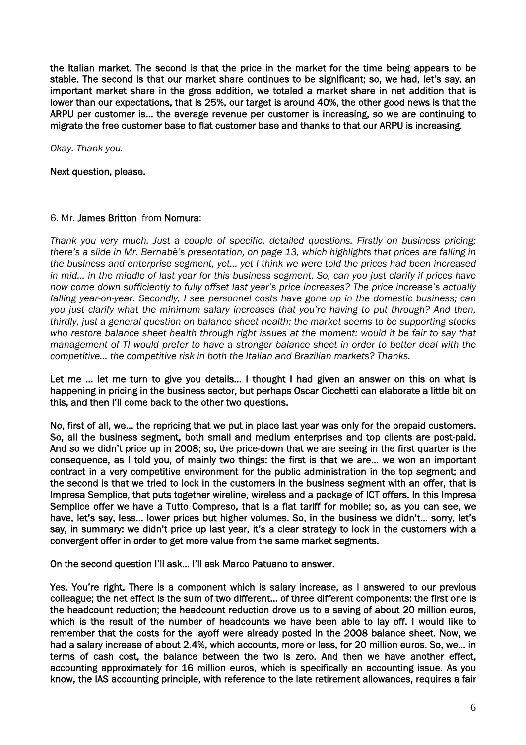**the Italian market. The second is that the price in the market for the time being appears to be stable. The second is that our market share continues to be significant; so, we had, let's say, an important market share in the gross addition, we totaled a market share in net addition that is lower than our expectations, that is 25%, our target is around 40%, the other good news is that the ARPU per customer is… the average revenue per customer is increasing, so we are continuing to migrate the free customer base to flat customer base and thanks to that our ARPU is increasing.**

*Okay. Thank you.*

**Next question, please.**

6. Mr. **James Britton** from **Nomura**:

*Thank you very much. Just a couple of specific, detailed questions. Firstly on business pricing; there's a slide in Mr. Bernabè's presentation, on page 13, which highlights that prices are falling in the business and enterprise segment, yet… yet I think we were told the prices had been increased in mid… in the middle of last year for this business segment. So, can you just clarify if prices have now come down sufficiently to fully offset last year's price increases? The price increase's actually falling year-on-year. Secondly, I see personnel costs have gone up in the domestic business; can you just clarify what the minimum salary increases that you're having to put through? And then, thirdly, just a general question on balance sheet health: the market seems to be supporting stocks who restore balance sheet health through right issues at the moment: would it be fair to say that management of TI would prefer to have a stronger balance sheet in order to better deal with the competitive… the competitive risk in both the Italian and Brazilian markets? Thanks.*

**Let me … let me turn to give you details… I thought I had given an answer on this on what is happening in pricing in the business sector, but perhaps Oscar Cicchetti can elaborate a little bit on this, and then I'll come back to the other two questions.**

**No, first of all, we… the repricing that we put in place last year was only for the prepaid customers. So, all the business segment, both small and medium enterprises and top clients are post-paid. And so we didn't price up in 2008; so, the price-down that we are seeing in the first quarter is the consequence, as I told you, of mainly two things: the first is that we are… we won an important contract in a very competitive environment for the public administration in the top segment; and the second is that we tried to lock in the customers in the business segment with an offer, that is Impresa Semplice, that puts together wireline, wireless and a package of ICT offers. In this Impresa Semplice offer we have a Tutto Compreso, that is a flat tariff for mobile; so, as you can see, we have, let's say, less… lower prices but higher volumes. So, in the business we didn't… sorry, let's say, in summary: we didn't price up last year, it's a clear strategy to lock in the customers with a convergent offer in order to get more value from the same market segments.**

**On the second question I'll ask… I'll ask Marco Patuano to answer.**

**Yes. You're right. There is a component which is salary increase, as I answered to our previous colleague; the net effect is the sum of two different… of three different components: the first one is the headcount reduction; the headcount reduction drove us to a saving of about 20 million euros, which is the result of the number of headcounts we have been able to lay off. I would like to remember that the costs for the layoff were already posted in the 2008 balance sheet. Now, we had a salary increase of about 2.4%, which accounts, more or less, for 20 million euros. So, we… in terms of cash cost, the balance between the two is zero. And then we have another effect, accounting approximately for 16 million euros, which is specifically an accounting issue. As you know, the IAS accounting principle, with reference to the late retirement allowances, requires a fair**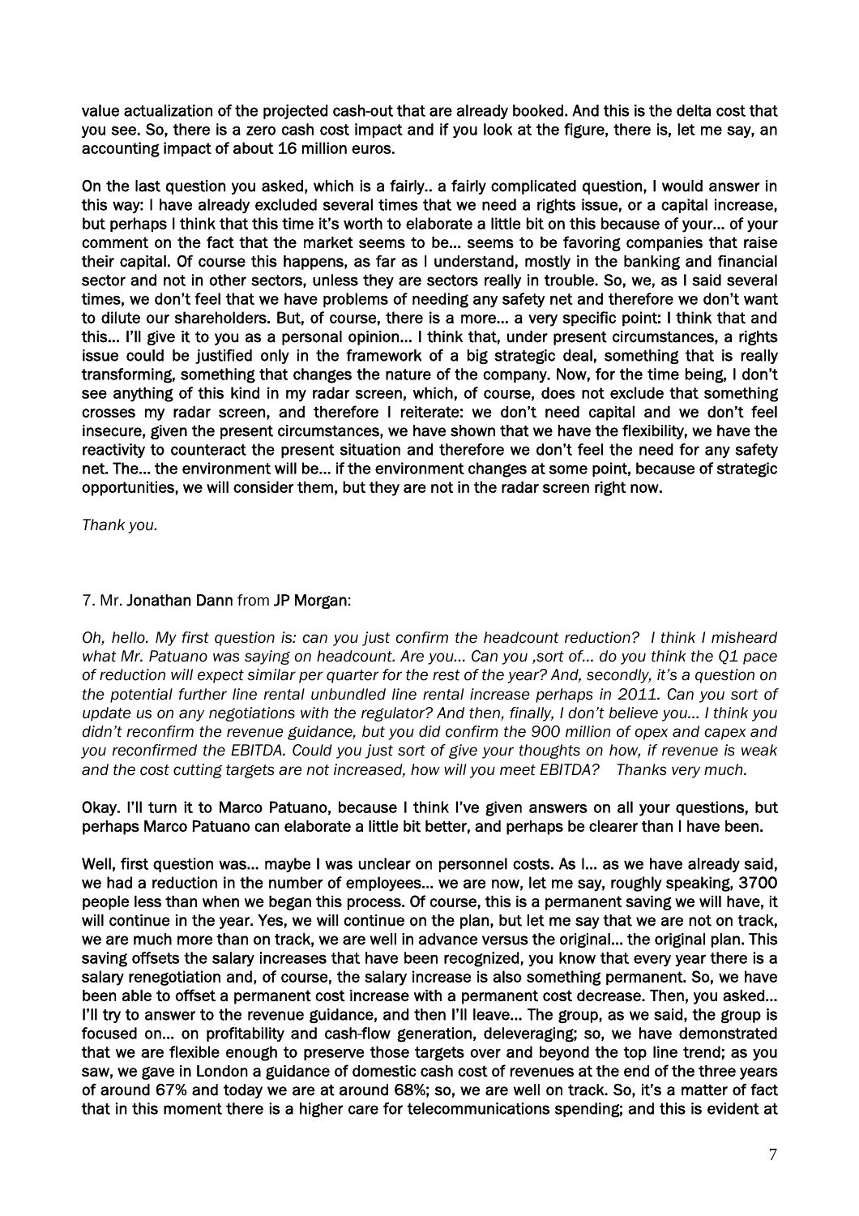**value actualization of the projected cash-out that are already booked. And this is the delta cost that you see. So, there is a zero cash cost impact and if you look at the figure, there is, let me say, an accounting impact of about 16 million euros.**

**On the last question you asked, which is a fairly.. a fairly complicated question, I would answer in this way: I have already excluded several times that we need a rights issue, or a capital increase, but perhaps I think that this time it's worth to elaborate a little bit on this because of your... of your comment on the fact that the market seems to be... seems to be favoring companies that raise their capital. Of course this happens, as far as I understand, mostly in the banking and financial sector and not in other sectors, unless they are sectors really in trouble. So, we, as I said several times, we don't feel that we have problems of needing any safety net and therefore we don't want to dilute our shareholders. But, of course, there is a more... a very specific point: I think that and this... I'll give it to you as a personal opinion... I think that, under present circumstances, a rights issue could be justified only in the framework of a big strategic deal, something that is really transforming, something that changes the nature of the company. Now, for the time being, I don't see anything of this kind in my radar screen, which, of course, does not exclude that something crosses my radar screen, and therefore I reiterate: we don't need capital and we don't feel insecure, given the present circumstances, we have shown that we have the flexibility, we have the reactivity to counteract the present situation and therefore we don't feel the need for any safety net. The... the environment will be... if the environment changes at some point, because of strategic opportunities, we will consider them, but they are not in the radar screen right now.**

*Thank you.*

7. Mr. **Jonathan Dann** from **JP Morgan**:

*Oh, hello. My first question is: can you just confirm the headcount reduction? I think I misheard what Mr. Patuano was saying on headcount. Are you... Can you ,sort of... do you think the Q1 pace of reduction will expect similar per quarter for the rest of the year? And, secondly, it's a question on the potential further line rental unbundled line rental increase perhaps in 2011. Can you sort of update us on any negotiations with the regulator? And then, finally, I don't believe you... I think you didn't reconfirm the revenue guidance, but you did confirm the 900 million of opex and capex and you reconfirmed the EBITDA. Could you just sort of give your thoughts on how, if revenue is weak and the cost cutting targets are not increased, how will you meet EBITDA? Thanks very much.*

**Okay. I'll turn it to Marco Patuano, because I think I've given answers on all your questions, but perhaps Marco Patuano can elaborate a little bit better, and perhaps be clearer than I have been.**

**Well, first question was... maybe I was unclear on personnel costs. As I... as we have already said, we had a reduction in the number of employees... we are now, let me say, roughly speaking, 3700 people less than when we began this process. Of course, this is a permanent saving we will have, it will continue in the year. Yes, we will continue on the plan, but let me say that we are not on track, we are much more than on track, we are well in advance versus the original... the original plan. This saving offsets the salary increases that have been recognized, you know that every year there is a salary renegotiation and, of course, the salary increase is also something permanent. So, we have been able to offset a permanent cost increase with a permanent cost decrease. Then, you asked... I'll try to answer to the revenue guidance, and then I'll leave... The group, as we said, the group is focused on... on profitability and cash-flow generation, deleveraging; so, we have demonstrated that we are flexible enough to preserve those targets over and beyond the top line trend; as you saw, we gave in London a guidance of domestic cash cost of revenues at the end of the three years of around 67% and today we are at around 68%; so, we are well on track. So, it's a matter of fact that in this moment there is a higher care for telecommunications spending; and this is evident at**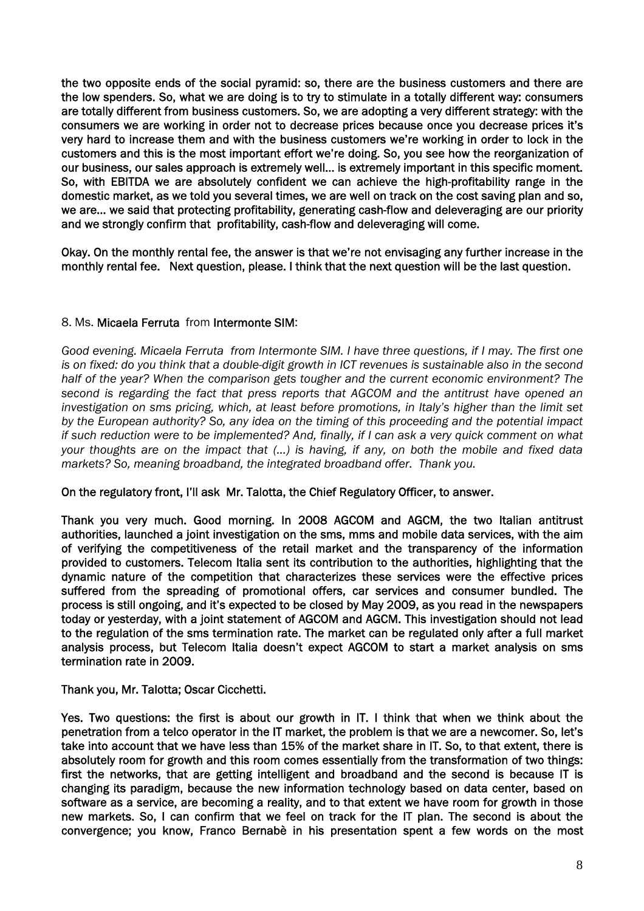the two opposite ends of the social pyramid: so, there are the business customers and there are the low spenders. So, what we are doing is to try to stimulate in a totally different way: consumers are totally different from business customers. So, we are adopting a very different strategy: with the consumers we are working in order not to decrease prices because once you decrease prices it's very hard to increase them and with the business customers we're working in order to lock in the customers and this is the most important effort we're doing. So, you see how the reorganization of our business, our sales approach is extremely well… is extremely important in this specific moment. So, with EBITDA we are absolutely confident we can achieve the high-profitability range in the domestic market, as we told you several times, we are well on track on the cost saving plan and so, we are… we said that protecting profitability, generating cash-flow and deleveraging are our priority and we strongly confirm that profitability, cash-flow and deleveraging will come.

Okay. On the monthly rental fee, the answer is that we're not envisaging any further increase in the monthly rental fee. Next question, please. I think that the next question will be the last question.

8. Ms. **Micaela Ferruta** from **Intermonte SIM**:

*Good evening. Micaela Ferruta from Intermonte SIM. I have three questions, if I may. The first one is on fixed: do you think that a double-digit growth in ICT revenues is sustainable also in the second half of the year? When the comparison gets tougher and the current economic environment? The second is regarding the fact that press reports that AGCOM and the antitrust have opened an investigation on sms pricing, which, at least before promotions, in Italy's higher than the limit set by the European authority? So, any idea on the timing of this proceeding and the potential impact if such reduction were to be implemented? And, finally, if I can ask a very quick comment on what your thoughts are on the impact that (…) is having, if any, on both the mobile and fixed data markets? So, meaning broadband, the integrated broadband offer. Thank you.*

On the regulatory front, I'll ask Mr. Talotta, the Chief Regulatory Officer, to answer.

Thank you very much. Good morning. In 2008 AGCOM and AGCM, the two Italian antitrust authorities, launched a joint investigation on the sms, mms and mobile data services, with the aim of verifying the competitiveness of the retail market and the transparency of the information provided to customers. Telecom Italia sent its contribution to the authorities, highlighting that the dynamic nature of the competition that characterizes these services were the effective prices suffered from the spreading of promotional offers, car services and consumer bundled. The process is still ongoing, and it's expected to be closed by May 2009, as you read in the newspapers today or yesterday, with a joint statement of AGCOM and AGCM. This investigation should not lead to the regulation of the sms termination rate. The market can be regulated only after a full market analysis process, but Telecom Italia doesn't expect AGCOM to start a market analysis on sms termination rate in 2009.

Thank you, Mr. Talotta; Oscar Cicchetti.

Yes. Two questions: the first is about our growth in IT. I think that when we think about the penetration from a telco operator in the IT market, the problem is that we are a newcomer. So, let's take into account that we have less than 15% of the market share in IT. So, to that extent, there is absolutely room for growth and this room comes essentially from the transformation of two things: first the networks, that are getting intelligent and broadband and the second is because IT is changing its paradigm, because the new information technology based on data center, based on software as a service, are becoming a reality, and to that extent we have room for growth in those new markets. So, I can confirm that we feel on track for the IT plan. The second is about the convergence; you know, Franco Bernabè in his presentation spent a few words on the most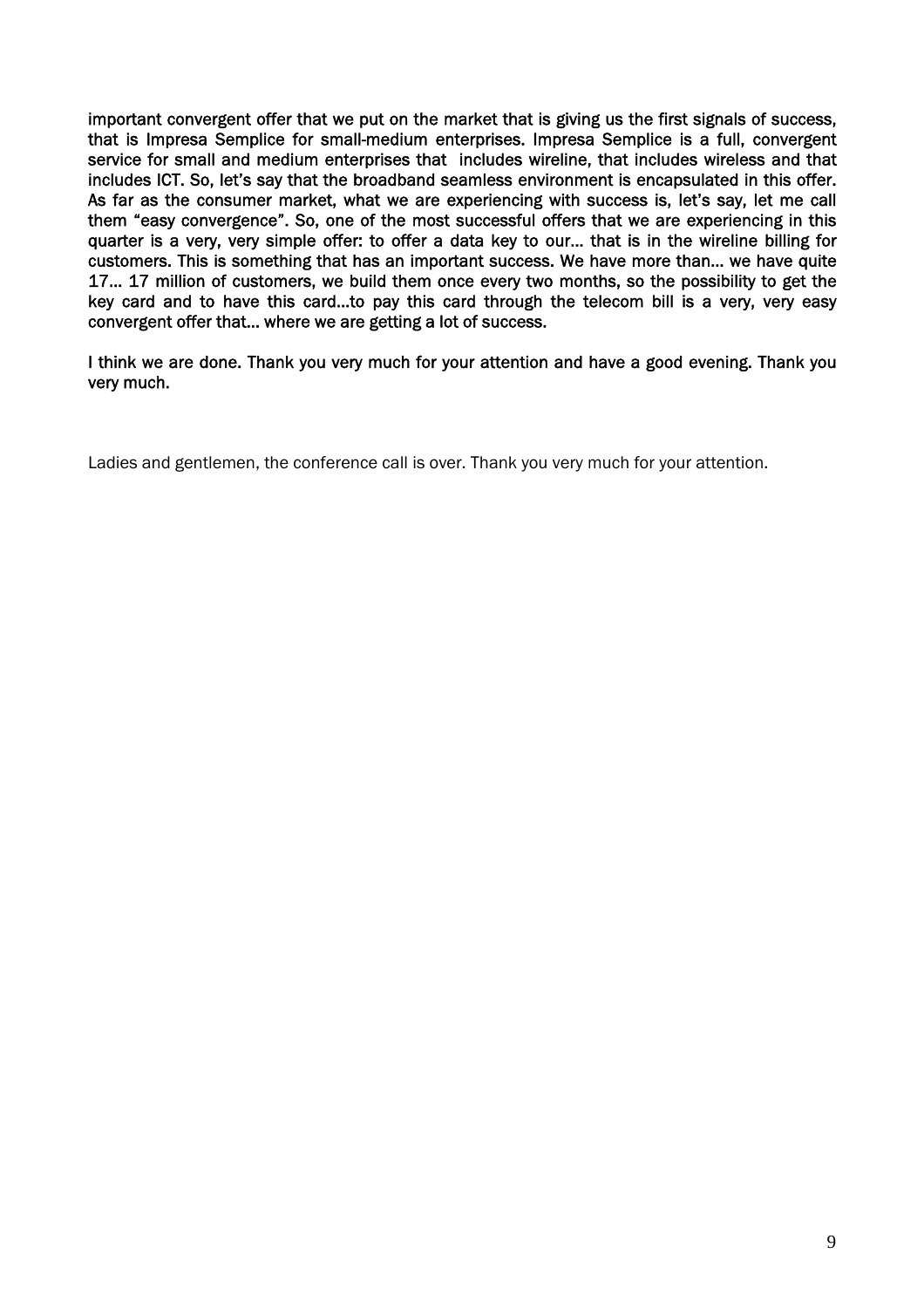**important convergent offer that we put on the market that is giving us the first signals of success, that is Impresa Semplice for small-medium enterprises. Impresa Semplice is a full, convergent service for small and medium enterprises that includes wireline, that includes wireless and that includes ICT. So, let's say that the broadband seamless environment is encapsulated in this offer. As far as the consumer market, what we are experiencing with success is, let's say, let me call them "easy convergence". So, one of the most successful offers that we are experiencing in this quarter is a very, very simple offer: to offer a data key to our… that is in the wireline billing for customers. This is something that has an important success. We have more than… we have quite 17… 17 million of customers, we build them once every two months, so the possibility to get the key card and to have this card…to pay this card through the telecom bill is a very, very easy convergent offer that… where we are getting a lot of success.**

**I think we are done. Thank you very much for your attention and have a good evening. Thank you very much.**

Ladies and gentlemen, the conference call is over. Thank you very much for your attention.